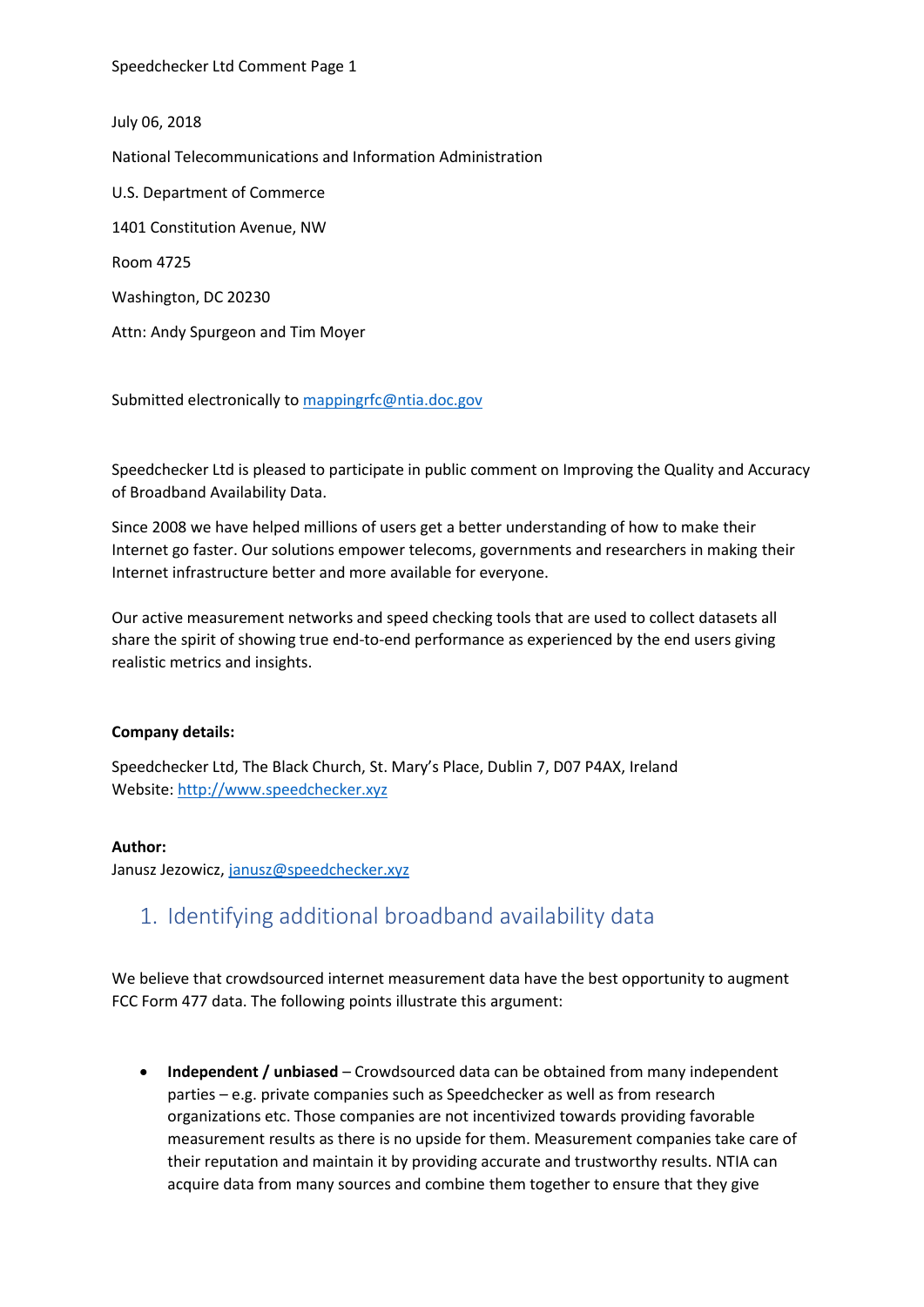July 06, 2018

National Telecommunications and Information Administration

U.S. Department of Commerce

1401 Constitution Avenue, NW

Room 4725

Washington, DC 20230

Attn: Andy Spurgeon and Tim Moyer

Submitted electronically to mappingrfc@ntia.doc.gov

Speedchecker Ltd is pleased to participate in public comment on Improving the Quality and Accuracy of Broadband Availability Data.

Since 2008 we have helped millions of users get a better understanding of how to make their Internet go faster. Our solutions empower telecoms, governments and researchers in making their Internet infrastructure better and more available for everyone.

Our active measurement networks and speed checking tools that are used to collect datasets all share the spirit of showing true end-to-end performance as experienced by the end users giving realistic metrics and insights.

**Company details:**

Speedchecker Ltd, The Black Church, St. Mary's Place, Dublin 7, D07 P4AX, Ireland
Website: http://www.speedchecker.xyz

**Author:**
Janusz Jezowicz, janusz@speedchecker.xyz

## 1. Identifying additional broadband availability data

We believe that crowdsourced internet measurement data have the best opportunity to augment FCC Form 477 data. The following points illustrate this argument:

- **Independent / unbiased** – Crowdsourced data can be obtained from many independent parties – e.g. private companies such as Speedchecker as well as from research organizations etc. Those companies are not incentivized towards providing favorable measurement results as there is no upside for them. Measurement companies take care of their reputation and maintain it by providing accurate and trustworthy results. NTIA can acquire data from many sources and combine them together to ensure that they give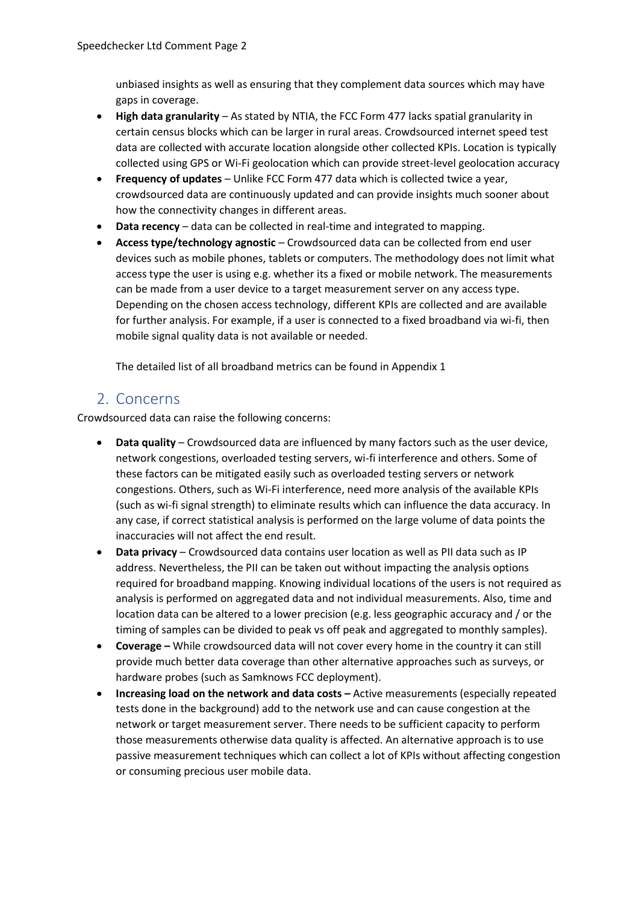unbiased insights as well as ensuring that they complement data sources which may have gaps in coverage.

- **High data granularity** – As stated by NTIA, the FCC Form 477 lacks spatial granularity in certain census blocks which can be larger in rural areas. Crowdsourced internet speed test data are collected with accurate location alongside other collected KPIs. Location is typically collected using GPS or Wi-Fi geolocation which can provide street-level geolocation accuracy
- **Frequency of updates** – Unlike FCC Form 477 data which is collected twice a year, crowdsourced data are continuously updated and can provide insights much sooner about how the connectivity changes in different areas.
- **Data recency** – data can be collected in real-time and integrated to mapping.
- **Access type/technology agnostic** – Crowdsourced data can be collected from end user devices such as mobile phones, tablets or computers. The methodology does not limit what access type the user is using e.g. whether its a fixed or mobile network. The measurements can be made from a user device to a target measurement server on any access type. Depending on the chosen access technology, different KPIs are collected and are available for further analysis. For example, if a user is connected to a fixed broadband via wi-fi, then mobile signal quality data is not available or needed.

  The detailed list of all broadband metrics can be found in Appendix 1

## 2. Concerns

Crowdsourced data can raise the following concerns:

- **Data quality** – Crowdsourced data are influenced by many factors such as the user device, network congestions, overloaded testing servers, wi-fi interference and others. Some of these factors can be mitigated easily such as overloaded testing servers or network congestions. Others, such as Wi-Fi interference, need more analysis of the available KPIs (such as wi-fi signal strength) to eliminate results which can influence the data accuracy. In any case, if correct statistical analysis is performed on the large volume of data points the inaccuracies will not affect the end result.
- **Data privacy** – Crowdsourced data contains user location as well as PII data such as IP address. Nevertheless, the PII can be taken out without impacting the analysis options required for broadband mapping. Knowing individual locations of the users is not required as analysis is performed on aggregated data and not individual measurements. Also, time and location data can be altered to a lower precision (e.g. less geographic accuracy and / or the timing of samples can be divided to peak vs off peak and aggregated to monthly samples).
- **Coverage –** While crowdsourced data will not cover every home in the country it can still provide much better data coverage than other alternative approaches such as surveys, or hardware probes (such as Samknows FCC deployment).
- **Increasing load on the network and data costs –** Active measurements (especially repeated tests done in the background) add to the network use and can cause congestion at the network or target measurement server. There needs to be sufficient capacity to perform those measurements otherwise data quality is affected. An alternative approach is to use passive measurement techniques which can collect a lot of KPIs without affecting congestion or consuming precious user mobile data.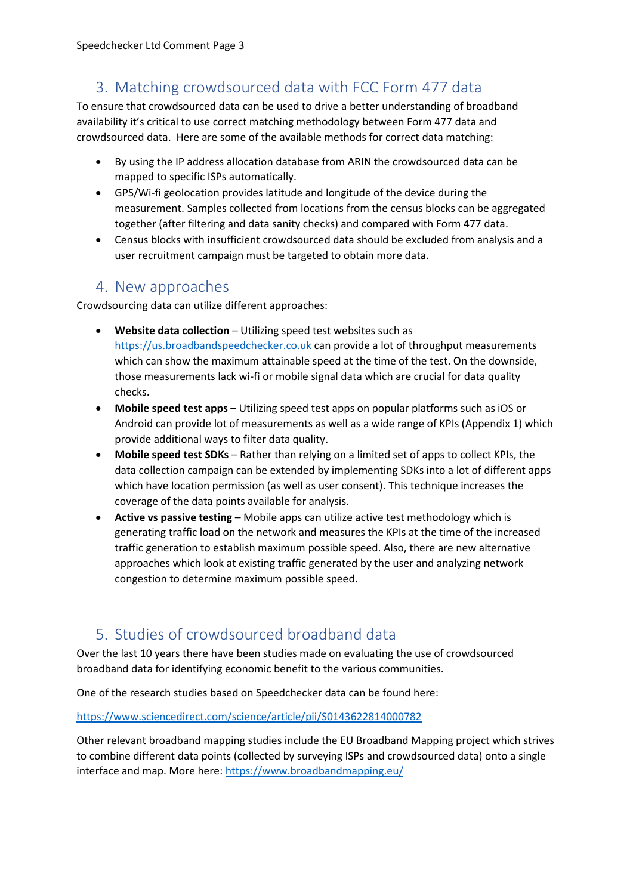## 3. Matching crowdsourced data with FCC Form 477 data

To ensure that crowdsourced data can be used to drive a better understanding of broadband availability it's critical to use correct matching methodology between Form 477 data and crowdsourced data. Here are some of the available methods for correct data matching:

- By using the IP address allocation database from ARIN the crowdsourced data can be mapped to specific ISPs automatically.
- GPS/Wi-fi geolocation provides latitude and longitude of the device during the measurement. Samples collected from locations from the census blocks can be aggregated together (after filtering and data sanity checks) and compared with Form 477 data.
- Census blocks with insufficient crowdsourced data should be excluded from analysis and a user recruitment campaign must be targeted to obtain more data.

## 4. New approaches

Crowdsourcing data can utilize different approaches:

- **Website data collection** – Utilizing speed test websites such as https://us.broadbandspeedchecker.co.uk can provide a lot of throughput measurements which can show the maximum attainable speed at the time of the test. On the downside, those measurements lack wi-fi or mobile signal data which are crucial for data quality checks.
- **Mobile speed test apps** – Utilizing speed test apps on popular platforms such as iOS or Android can provide lot of measurements as well as a wide range of KPIs (Appendix 1) which provide additional ways to filter data quality.
- **Mobile speed test SDKs** – Rather than relying on a limited set of apps to collect KPIs, the data collection campaign can be extended by implementing SDKs into a lot of different apps which have location permission (as well as user consent). This technique increases the coverage of the data points available for analysis.
- **Active vs passive testing** – Mobile apps can utilize active test methodology which is generating traffic load on the network and measures the KPIs at the time of the increased traffic generation to establish maximum possible speed. Also, there are new alternative approaches which look at existing traffic generated by the user and analyzing network congestion to determine maximum possible speed.

## 5. Studies of crowdsourced broadband data

Over the last 10 years there have been studies made on evaluating the use of crowdsourced broadband data for identifying economic benefit to the various communities.

One of the research studies based on Speedchecker data can be found here:

https://www.sciencedirect.com/science/article/pii/S0143622814000782

Other relevant broadband mapping studies include the EU Broadband Mapping project which strives to combine different data points (collected by surveying ISPs and crowdsourced data) onto a single interface and map. More here: https://www.broadbandmapping.eu/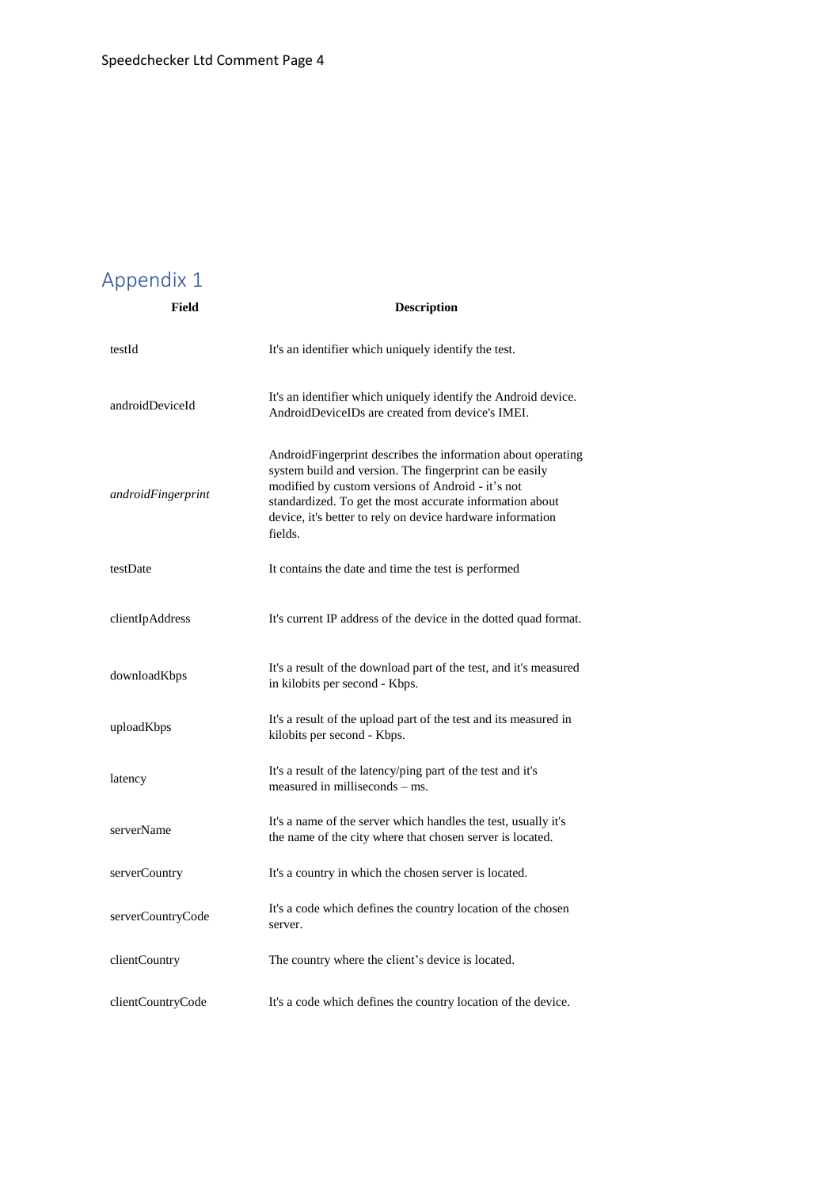## Appendix 1

| Field | Description |
|---|---|
| testId | It's an identifier which uniquely identify the test. |
| androidDeviceId | It's an identifier which uniquely identify the Android device. AndroidDeviceIDs are created from device's IMEI. |
| *androidFingerprint* | AndroidFingerprint describes the information about operating system build and version. The fingerprint can be easily modified by custom versions of Android - it's not standardized. To get the most accurate information about device, it's better to rely on device hardware information fields. |
| testDate | It contains the date and time the test is performed |
| clientIpAddress | It's current IP address of the device in the dotted quad format. |
| downloadKbps | It's a result of the download part of the test, and it's measured in kilobits per second - Kbps. |
| uploadKbps | It's a result of the upload part of the test and its measured in kilobits per second - Kbps. |
| latency | It's a result of the latency/ping part of the test and it's measured in milliseconds – ms. |
| serverName | It's a name of the server which handles the test, usually it's the name of the city where that chosen server is located. |
| serverCountry | It's a country in which the chosen server is located. |
| serverCountryCode | It's a code which defines the country location of the chosen server. |
| clientCountry | The country where the client's device is located. |
| clientCountryCode | It's a code which defines the country location of the device. |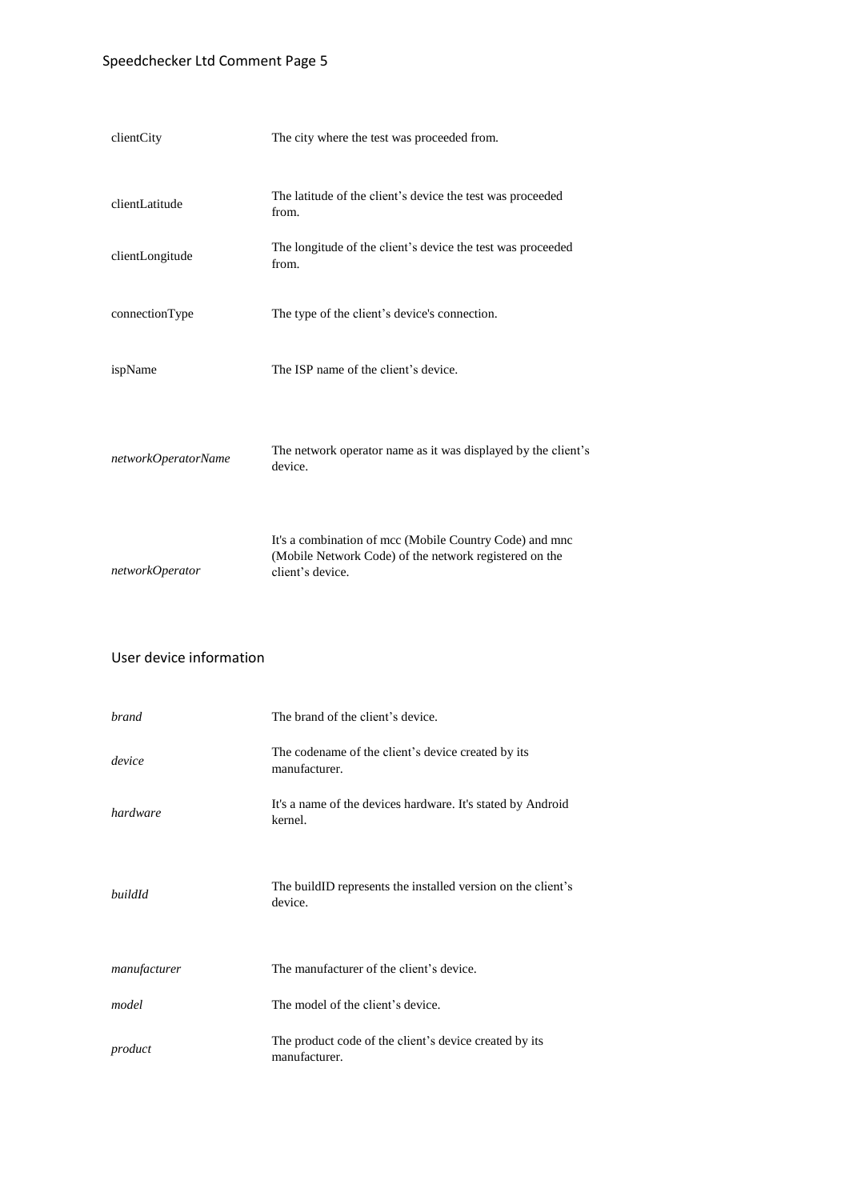| | |
|---|---|
| clientCity | The city where the test was proceeded from. |
| clientLatitude | The latitude of the client's device the test was proceeded from. |
| clientLongitude | The longitude of the client's device the test was proceeded from. |
| connectionType | The type of the client's device's connection. |
| ispName | The ISP name of the client's device. |
| *networkOperatorName* | The network operator name as it was displayed by the client's device. |
| *networkOperator* | It's a combination of mcc (Mobile Country Code) and mnc (Mobile Network Code) of the network registered on the client's device. |

## User device information

| | |
|---|---|
| *brand* | The brand of the client's device. |
| *device* | The codename of the client's device created by its manufacturer. |
| *hardware* | It's a name of the devices hardware. It's stated by Android kernel. |
| *buildId* | The buildID represents the installed version on the client's device. |
| *manufacturer* | The manufacturer of the client's device. |
| *model* | The model of the client's device. |
| *product* | The product code of the client's device created by its manufacturer. |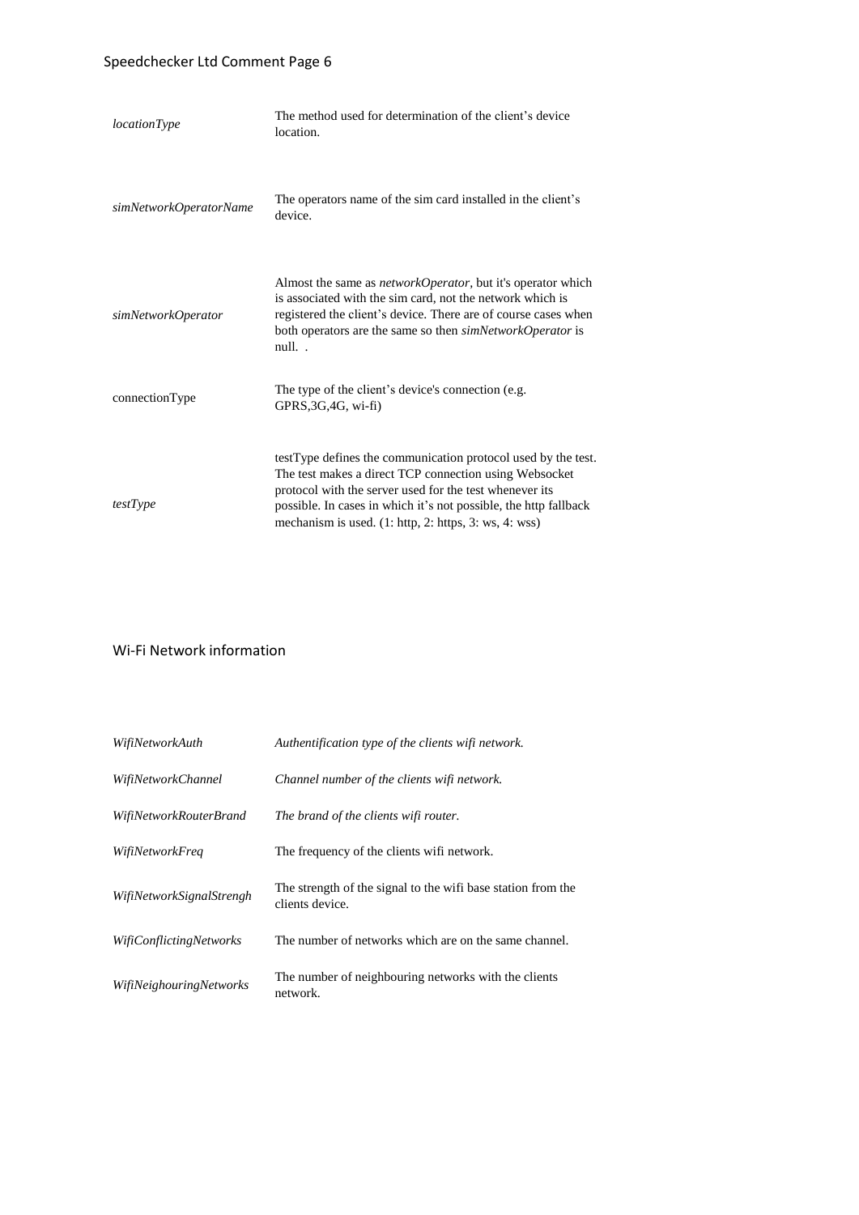| | |
|---|---|
| *locationType* | The method used for determination of the client's device location. |
| *simNetworkOperatorName* | The operators name of the sim card installed in the client's device. |
| *simNetworkOperator* | Almost the same as *networkOperator*, but it's operator which is associated with the sim card, not the network which is registered the client's device. There are of course cases when both operators are the same so then *simNetworkOperator* is null. . |
| connectionType | The type of the client's device's connection (e.g. GPRS,3G,4G, wi-fi) |
| *testType* | testType defines the communication protocol used by the test. The test makes a direct TCP connection using Websocket protocol with the server used for the test whenever its possible. In cases in which it's not possible, the http fallback mechanism is used. (1: http, 2: https, 3: ws, 4: wss) |

## Wi-Fi Network information

| | |
|---|---|
| *WifiNetworkAuth* | *Authentification type of the clients wifi network.* |
| *WifiNetworkChannel* | *Channel number of the clients wifi network.* |
| *WifiNetworkRouterBrand* | *The brand of the clients wifi router.* |
| *WifiNetworkFreq* | The frequency of the clients wifi network. |
| *WifiNetworkSignalStrengh* | The strength of the signal to the wifi base station from the clients device. |
| *WifiConflictingNetworks* | The number of networks which are on the same channel. |
| *WifiNeighouringNetworks* | The number of neighbouring networks with the clients network. |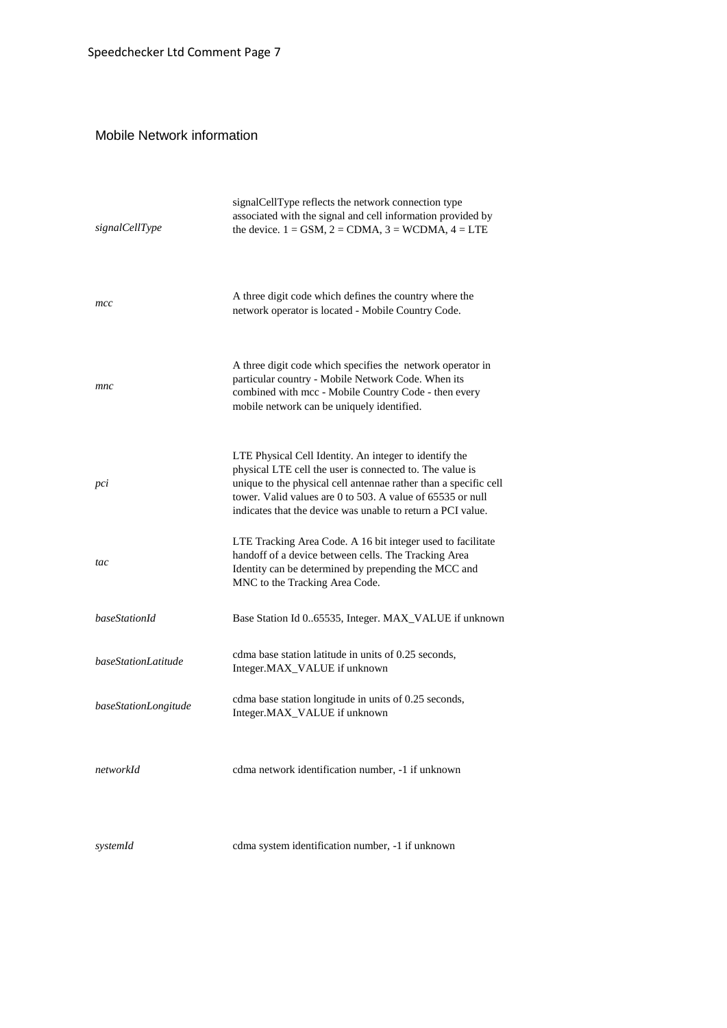## Mobile Network information

| | |
|---|---|
| *signalCellType* | signalCellType reflects the network connection type associated with the signal and cell information provided by the device. 1 = GSM, 2 = CDMA, 3 = WCDMA, 4 = LTE |
| *mcc* | A three digit code which defines the country where the network operator is located - Mobile Country Code. |
| *mnc* | A three digit code which specifies the  network operator in particular country - Mobile Network Code. When its combined with mcc - Mobile Country Code - then every mobile network can be uniquely identified. |
| *pci* | LTE Physical Cell Identity. An integer to identify the physical LTE cell the user is connected to. The value is unique to the physical cell antennae rather than a specific cell tower. Valid values are 0 to 503. A value of 65535 or null indicates that the device was unable to return a PCI value. |
| *tac* | LTE Tracking Area Code. A 16 bit integer used to facilitate handoff of a device between cells. The Tracking Area Identity can be determined by prepending the MCC and MNC to the Tracking Area Code. |
| *baseStationId* | Base Station Id 0..65535, Integer. MAX_VALUE if unknown |
| *baseStationLatitude* | cdma base station latitude in units of 0.25 seconds, Integer.MAX_VALUE if unknown |
| *baseStationLongitude* | cdma base station longitude in units of 0.25 seconds, Integer.MAX_VALUE if unknown |
| *networkId* | cdma network identification number, -1 if unknown |
| *systemId* | cdma system identification number, -1 if unknown |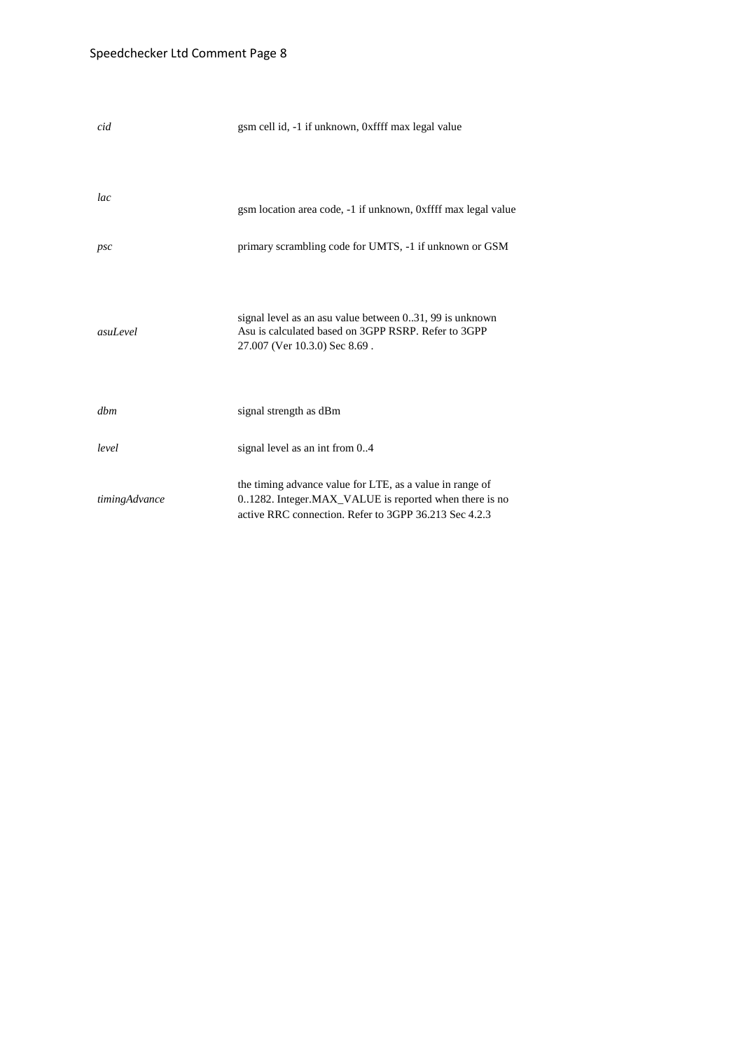| | |
|---|---|
| *cid* | gsm cell id, -1 if unknown, 0xffff max legal value |
| *lac* | gsm location area code, -1 if unknown, 0xffff max legal value |
| *psc* | primary scrambling code for UMTS, -1 if unknown or GSM |
| *asuLevel* | signal level as an asu value between 0..31, 99 is unknown Asu is calculated based on 3GPP RSRP. Refer to 3GPP 27.007 (Ver 10.3.0) Sec 8.69 . |
| *dbm* | signal strength as dBm |
| *level* | signal level as an int from 0..4 |
| *timingAdvance* | the timing advance value for LTE, as a value in range of 0..1282. Integer.MAX_VALUE is reported when there is no active RRC connection. Refer to 3GPP 36.213 Sec 4.2.3 |